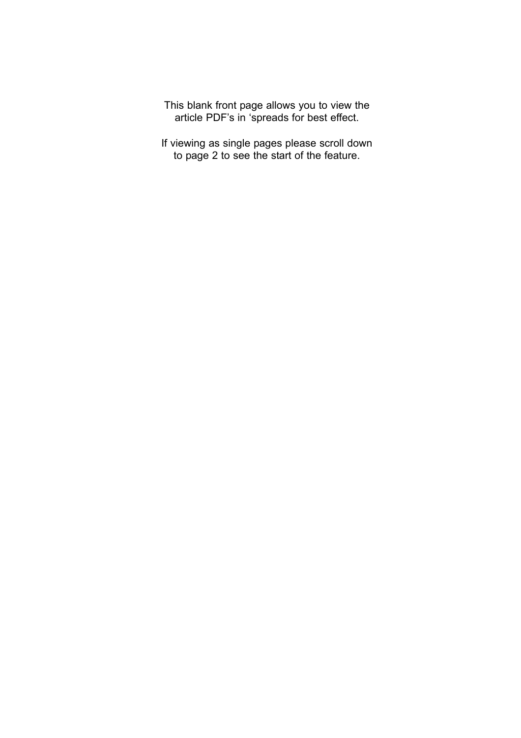This blank front page allows you to view the article PDF's in 'spreads for best effect.

If viewing as single pages please scroll down to page 2 to see the start of the feature.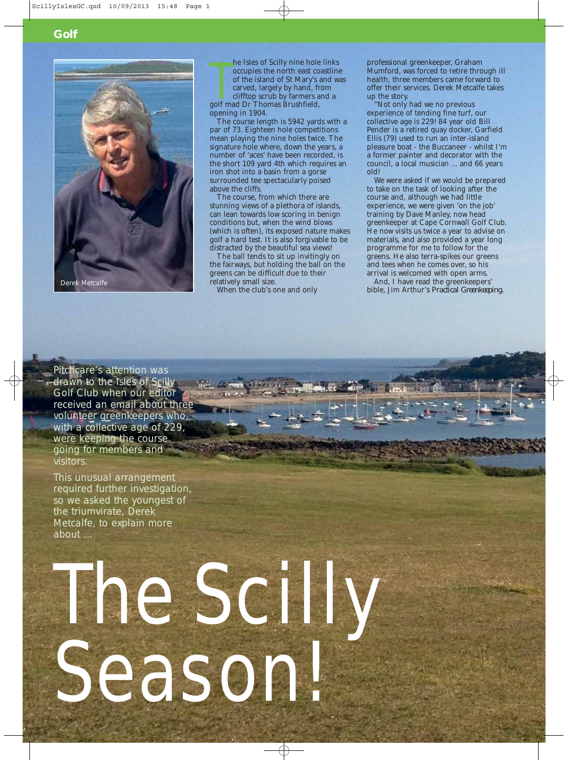# The Scilly Season!

Pitchcare's attention was drawn to the Isles of Scilly Golf Club when our editor received an email about three volunteer greenkeepers who, with a collective age of 229, were keeping the course going for members and visitors.

This unusual arrangement required further investigation, so we asked the youngest of the triumvirate, Derek Metcalfe, to explain more about ...

Derek Metcalfe

The Isles of Scilly nine hole links occupies the north east coastline of the island of St Mary's and was carved, largely by hand, from clifftop scrub by farmers and a golf mad Dr Thomas Brushfield, opening in 1904.

The course length is 5942 yards with a par of 73. Eighteen hole competitions mean playing the nine holes twice. The signature hole where, down the years, a number of 'aces' have been recorded, is the short 109 yard 4th which requires an iron shot into a basin from a gorse surrounded tee spectacularly poised above the cliffs.

The course, from which there are stunning views of a plethora of islands, can lean towards low scoring in benign conditions but, when the wind blows (which is often), its exposed nature makes golf a hard test. It is also forgivable to be distracted by the beautiful sea views!

The ball tends to sit up invitingly on the fairways, but holding the ball on the greens can be difficult due to their relatively small size.

When the club's one and only professional greenkeeper, Graham Mumford, was forced to retire through ill health, three members came forward to offer their services. Derek Metcalfe takes up the story.

"Not only had we no previous experience of tending fine turf, our collective age is 229! 84 year old Bill Pender is a retired quay docker, Garfield Ellis (79) used to run an inter-island pleasure boat - the Buccaneer - whilst I'm a former painter and decorator with the council, a local musician ... and 66 years old!

We were asked if we would be prepared to take on the task of looking after the course and, although we had little experience, we were given 'on the job' training by Dave Manley, now head greenkeeper at Cape Cornwall Golf Club. He now visits us twice a year to advise on materials, and also provided a year long programme for me to follow for the greens. He also terra-spikes our greens and tees when he comes over, so his arrival is welcomed with open arms.

And, I have read the greenkeepers' bible, Jim Arthur's *Practical Greenkeeping*.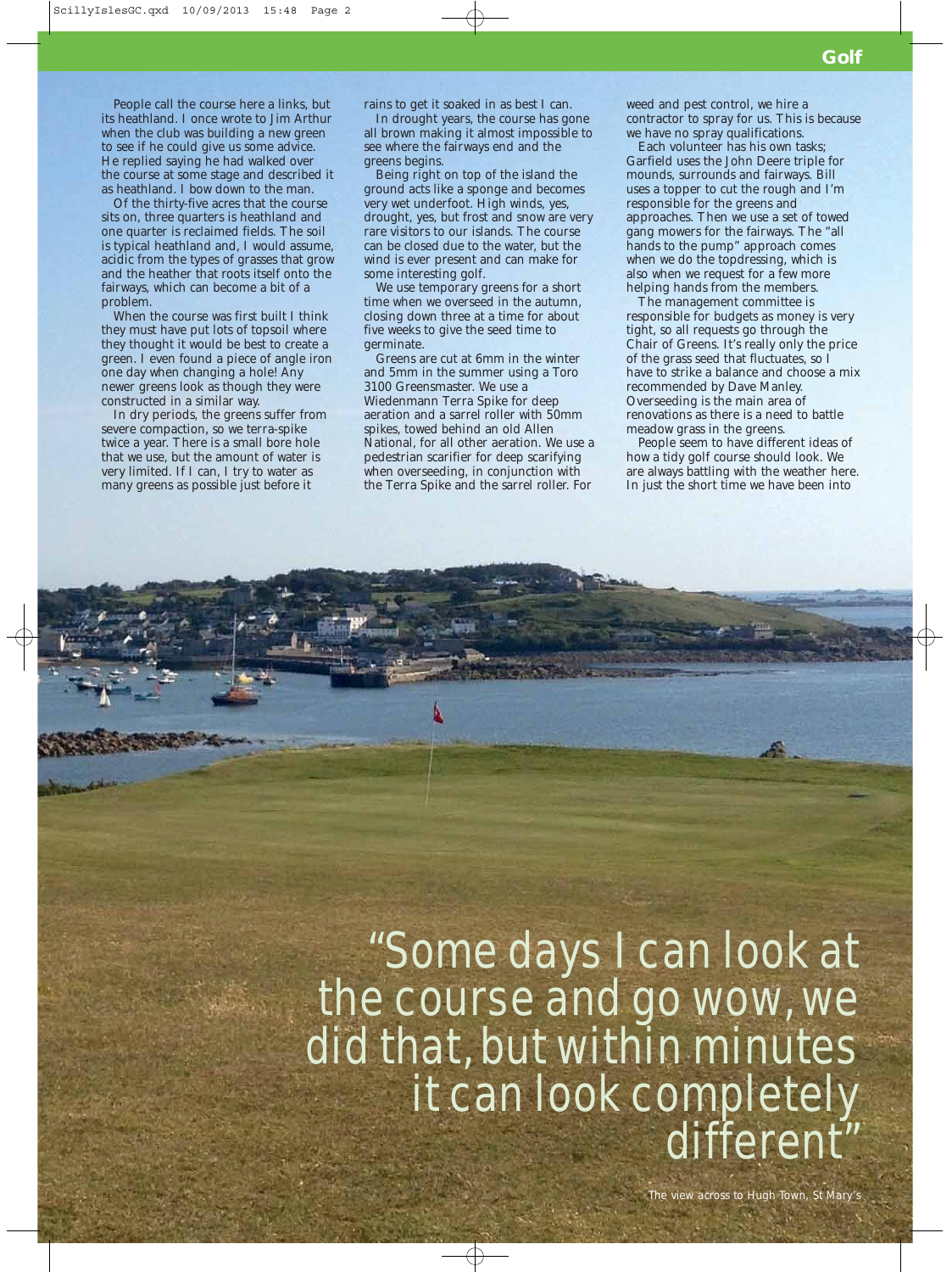People call the course here a links, but its heathland. I once wrote to Jim Arthur when the club was building a new green to see if he could give us some advice. He replied saying he had walked over the course at some stage and described it as heathland. I bow down to the man.

Of the thirty-five acres that the course sits on, three quarters is heathland and one quarter is reclaimed fields. The soil is typical heathland and, I would assume, acidic from the types of grasses that grow and the heather that roots itself onto the fairways, which can become a bit of a problem.

When the course was first built I think they must have put lots of topsoil where they thought it would be best to create a green. I even found a piece of angle iron one day when changing a hole! Any newer greens look as though they were constructed in a similar way.

In dry periods, the greens suffer from severe compaction, so we terra-spike twice a year. There is a small bore hole that we use, but the amount of water is very limited. If I can, I try to water as many greens as possible just before it rains to get it soaked in as best I can.

In drought years, the course has gone all brown making it almost impossible to see where the fairways end and the greens begins.

Being right on top of the island the ground acts like a sponge and becomes very wet underfoot. High winds, yes, drought, yes, but frost and snow are very rare visitors to our islands. The course can be closed due to the water, but the wind is ever present and can make for some interesting golf.

We use temporary greens for a short time when we overseed in the autumn, closing down three at a time for about five weeks to give the seed time to germinate.

Greens are cut at 6mm in the winter and 5mm in the summer using a Toro 3100 Greensmaster. We use a Wiedenmann Terra Spike for deep aeration and a sarrel roller with 50mm spikes, towed behind an old Allen National, for all other aeration. We use a pedestrian scarifier for deep scarifying when overseeding, in conjunction with the Terra Spike and the sarrel roller. For weed and pest control, we hire a contractor to spray for us. This is because we have no spray qualifications.

Each volunteer has his own tasks; Garfield uses the John Deere triple for mounds, surrounds and fairways. Bill uses a topper to cut the rough and I'm responsible for the greens and approaches. Then we use a set of towed gang mowers for the fairways. The "all hands to the pump" approach comes when we do the topdressing, which is also when we request for a few more helping hands from the members.

The management committee is responsible for budgets as money is very tight, so all requests go through the Chair of Greens. It's really only the price of the grass seed that fluctuates, so I have to strike a balance and choose a mix recommended by Dave Manley. Overseeding is the main area of renovations as there is a need to battle meadow grass in the greens.

People seem to have different ideas of how a tidy golf course should look. We are always battling with the weather here. In just the short time we have been into

> "Some days I can look at the course and go wow, we did that, but within minutes it can look completely different"

The view across to Hugh Town, St Mary's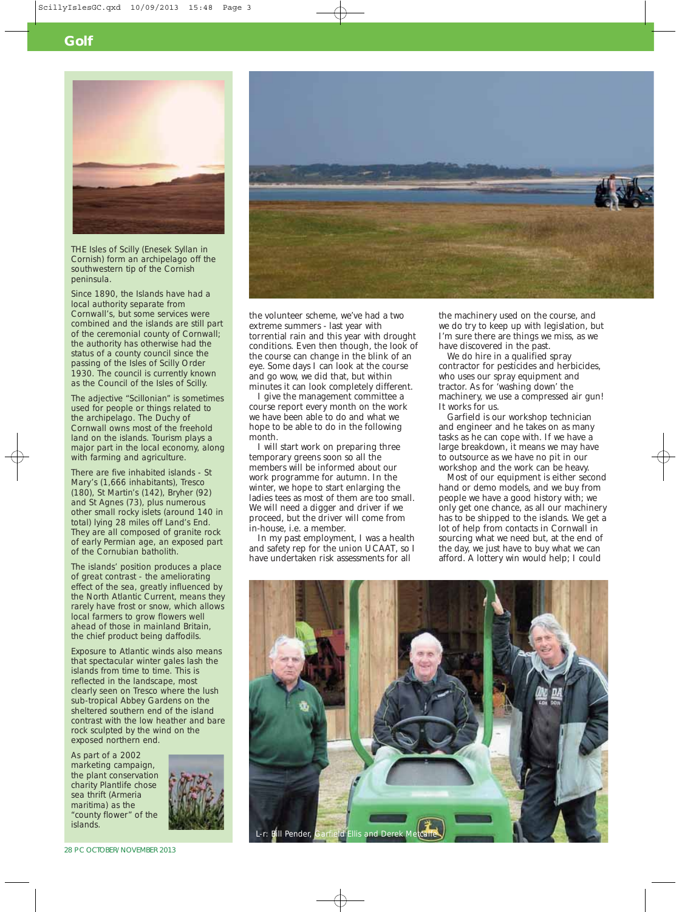## Golf

THE Isles of Scilly (Enesek Syllan in Cornish) form an archipelago off the southwestern tip of the Cornish peninsula.

Since 1890, the Islands have had a local authority separate from Cornwall's, but some services were combined and the islands are still part of the ceremonial county of Cornwall; the authority has otherwise had the status of a county council since the passing of the Isles of Scilly Order 1930. The council is currently known as the Council of the Isles of Scilly.

The adjective "Scillonian" is sometimes used for people or things related to the archipelago. The Duchy of Cornwall owns most of the freehold land on the islands. Tourism plays a major part in the local economy, along with farming and agriculture.

There are five inhabited islands - St Mary's (1,666 inhabitants), Tresco (180), St Martin's (142), Bryher (92) and St Agnes (73), plus numerous other small rocky islets (around 140 in total) lying 28 miles off Land's End. They are all composed of granite rock of early Permian age, an exposed part of the Cornubian batholith.

The islands' position produces a place of great contrast - the ameliorating effect of the sea, greatly influenced by the North Atlantic Current, means they rarely have frost or snow, which allows local farmers to grow flowers well ahead of those in mainland Britain, the chief product being daffodils.

Exposure to Atlantic winds also means that spectacular winter gales lash the islands from time to time. This is reflected in the landscape, most clearly seen on Tresco where the lush sub-tropical Abbey Gardens on the sheltered southern end of the island contrast with the low heather and bare rock sculpted by the wind on the exposed northern end.

As part of a 2002 marketing campaign, the plant conservation charity Plantlife chose sea thrift (Armeria maritima) as the "county flower" of the islands.

the volunteer scheme, we've had a two extreme summers - last year with torrential rain and this year with drought conditions. Even then though, the look of the course can change in the blink of an eye. Some days I can look at the course and go wow, we did that, but within minutes it can look completely different.

I give the management committee a course report every month on the work we have been able to do and what we hope to be able to do in the following month.

I will start work on preparing three temporary greens soon so all the members will be informed about our work programme for autumn. In the winter, we hope to start enlarging the ladies tees as most of them are too small. We will need a digger and driver if we proceed, but the driver will come from in-house, i.e. a member.

In my past employment, I was a health and safety rep for the union UCAAT, so I have undertaken risk assessments for all the machinery used on the course, and we do try to keep up with legislation, but I'm sure there are things we miss, as we have discovered in the past.

We do hire in a qualified spray contractor for pesticides and herbicides, who uses our spray equipment and tractor. As for 'washing down' the machinery, we use a compressed air gun! It works for us.

Garfield is our workshop technician and engineer and he takes on as many tasks as he can cope with. If we have a large breakdown, it means we may have to outsource as we have no pit in our workshop and the work can be heavy.

Most of our equipment is either second hand or demo models, and we buy from people we have a good history with; we only get one chance, as all our machinery has to be shipped to the islands. We get a lot of help from contacts in Cornwall in sourcing what we need but, at the end of the day, we just have to buy what we can afford. A lottery win would help; I could

L-r: Bill Pender, Garfield Ellis and Derek Metcalfe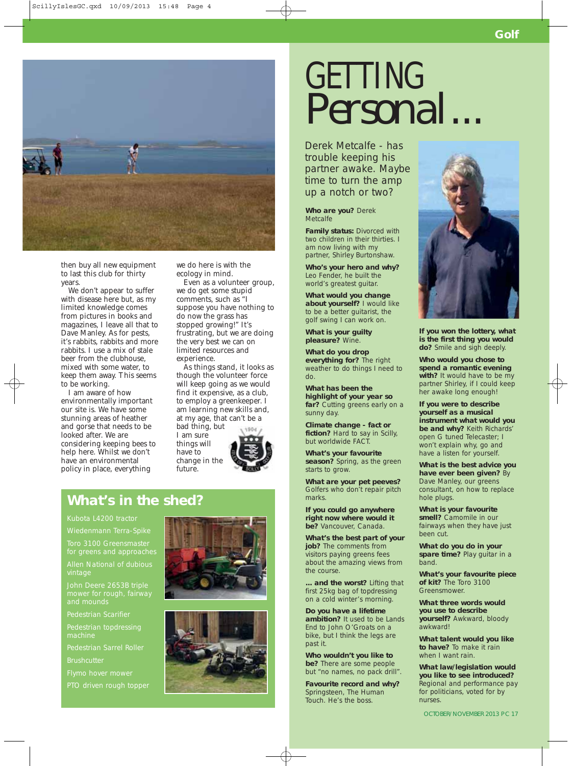then buy all new equipment to last this club for thirty years.

We don't appear to suffer with disease here but, as my limited knowledge comes from pictures in books and magazines, I leave all that to Dave Manley. As for pests, it's rabbits, rabbits and more rabbits. I use a mix of stale beer from the clubhouse, mixed with some water, to keep them away. This seems to be working.

I am aware of how environmentally important our site is. We have some stunning areas of heather and gorse that needs to be looked after. We are considering keeping bees to help here. Whilst we don't have an environmental policy in place, everything we do here is with the ecology in mind.

Even as a volunteer group, we do get some stupid comments, such as "I suppose you have nothing to do now the grass has stopped growing!" It's frustrating, but we are doing the very best we can on limited resources and experience.

As things stand, it looks as though the volunteer force will keep going as we would find it expensive, as a club, to employ a greenkeeper. I am learning new skills and, at my age, that can't be a bad thing, but I am sure things will have to change in the future.

## What's in the shed?

- Kubota L4200 tractor
- Wiedenmann Terra-Spike
- Toro 3100 Greensmaster for greens and approaches
- Allen National of dubious vintage
- John Deere 2653B triple mower for rough, fairway and mounds
- Pedestrian Scarifier
- Pedestrian topdressing machine
- Pedestrian Sarrel Roller
- Brushcutter
- Flymo hover mower
- PTO driven rough topper

# GETTING Personal...

Derek Metcalfe - has trouble keeping his partner awake. Maybe time to turn the amp up a notch or two?

**Who are you?** Derek Metcalfe

**Family status:** Divorced with two children in their thirties. I am now living with my partner, Shirley Burtonshaw.

**Who's your hero and why?** Leo Fender, he built the world's greatest guitar.

**What would you change about yourself?** I would like to be a better guitarist, the golf swing I can work on.

**What is your guilty pleasure?** Wine.

**What do you drop everything for?** The right weather to do things I need to do.

**What has been the highlight of your year so far?** Cutting greens early on a sunny day.

**Climate change - fact or fiction?** Hard to say in Scilly, but worldwide FACT.

**What's your favourite season?** Spring, as the green starts to grow.

**What are your pet peeves?** Golfers who don't repair pitch marks.

**If you could go anywhere right now where would it be?** Vancouver, Canada.

**What's the best part of your job?** The comments from visitors paying greens fees about the amazing views from the course.

**... and the worst?** Lifting that first 25kg bag of topdressing on a cold winter's morning.

**Do you have a lifetime ambition?** It used to be Lands End to John O'Groats on a bike, but I think the legs are past it.

**Who wouldn't you like to be?** There are some people but "no names, no pack drill".

**Favourite record and why?** Springsteen, The Human Touch. He's the boss.

**If you won the lottery, what is the first thing you would do?** Smile and sigh deeply.

**Who would you chose to spend a romantic evening with?** It would have to be my partner Shirley, if I could keep her awake long enough!

**If you were to describe yourself as a musical instrument what would you be and why?** Keith Richards' open G tuned Telecaster; I won't explain why, go and have a listen for yourself.

**What is the best advice you have ever been given?** By Dave Manley, our greens consultant, on how to replace hole plugs.

**What is your favourite smell?** Camomile in our fairways when they have just been cut.

**What do you do in your spare time?** Play guitar in a band.

**What's your favourite piece of kit?** The Toro 3100 Greensmower.

**What three words would you use to describe yourself?** Awkward, bloody awkward!

**What talent would you like to have?** To make it rain when I want rain.

**What law/legislation would you like to see introduced?** Regional and performance pay for politicians, voted for by nurses.